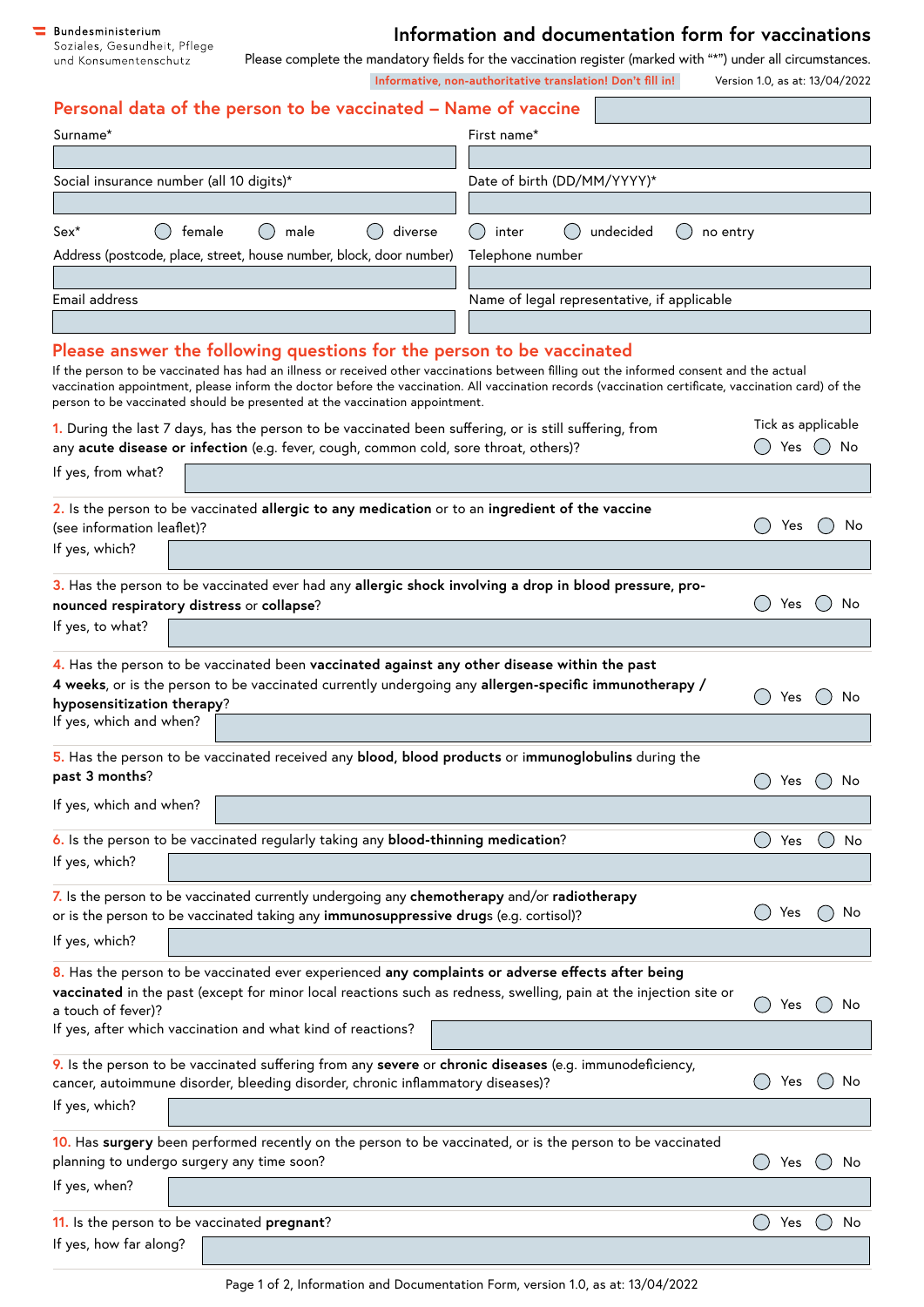Bundesministerium
Soziales, Gesundheit, Pflege
und Konsumentenschutz

# Information and documentation form for vaccinations

Please complete the mandatory fields for the vaccination register (marked with "*") under all circumstances.

Informative, non-authoritative translation! Don't fill in!

Version 1.0, as at: 13/04/2022

## Personal data of the person to be vaccinated – Name of vaccine

Surname*

First name*

Social insurance number (all 10 digits)*

Date of birth (DD/MM/YYYY)*

Sex* ◯ female ◯ male ◯ diverse ◯ inter ◯ undecided ◯ no entry

Address (postcode, place, street, house number, block, door number)

Telephone number

Email address

Name of legal representative, if applicable

## Please answer the following questions for the person to be vaccinated

If the person to be vaccinated has had an illness or received other vaccinations between filling out the informed consent and the actual vaccination appointment, please inform the doctor before the vaccination. All vaccination records (vaccination certificate, vaccination card) of the person to be vaccinated should be presented at the vaccination appointment.

Tick as applicable

1. During the last 7 days, has the person to be vaccinated been suffering, or is still suffering, from any **acute disease or infection** (e.g. fever, cough, common cold, sore throat, others)? ◯ Yes ◯ No
   If yes, from what?

2. Is the person to be vaccinated **allergic to any medication** or to an **ingredient of the vaccine** (see information leaflet)? ◯ Yes ◯ No
   If yes, which?

3. Has the person to be vaccinated ever had any **allergic shock involving a drop in blood pressure, pronounced respiratory distress** or **collapse**? ◯ Yes ◯ No
   If yes, to what?

4. Has the person to be vaccinated been **vaccinated against any other disease within the past 4 weeks**, or is the person to be vaccinated currently undergoing any **allergen-specific immunotherapy / hyposensitization therapy**? ◯ Yes ◯ No
   If yes, which and when?

5. Has the person to be vaccinated received any **blood, blood products** or **immunoglobulins** during the **past 3 months**? ◯ Yes ◯ No
   If yes, which and when?

6. Is the person to be vaccinated regularly taking any **blood-thinning medication**? ◯ Yes ◯ No
   If yes, which?

7. Is the person to be vaccinated currently undergoing any **chemotherapy** and/or **radiotherapy** or is the person to be vaccinated taking any **immunosuppressive drugs** (e.g. cortisol)? ◯ Yes ◯ No
   If yes, which?

8. Has the person to be vaccinated ever experienced **any complaints or adverse effects after being vaccinated** in the past (except for minor local reactions such as redness, swelling, pain at the injection site or a touch of fever)? ◯ Yes ◯ No
   If yes, after which vaccination and what kind of reactions?

9. Is the person to be vaccinated suffering from any **severe** or **chronic diseases** (e.g. immunodeficiency, cancer, autoimmune disorder, bleeding disorder, chronic inflammatory diseases)? ◯ Yes ◯ No
   If yes, which?

10. Has **surgery** been performed recently on the person to be vaccinated, or is the person to be vaccinated planning to undergo surgery any time soon? ◯ Yes ◯ No
    If yes, when?

11. Is the person to be vaccinated **pregnant**? ◯ Yes ◯ No
    If yes, how far along?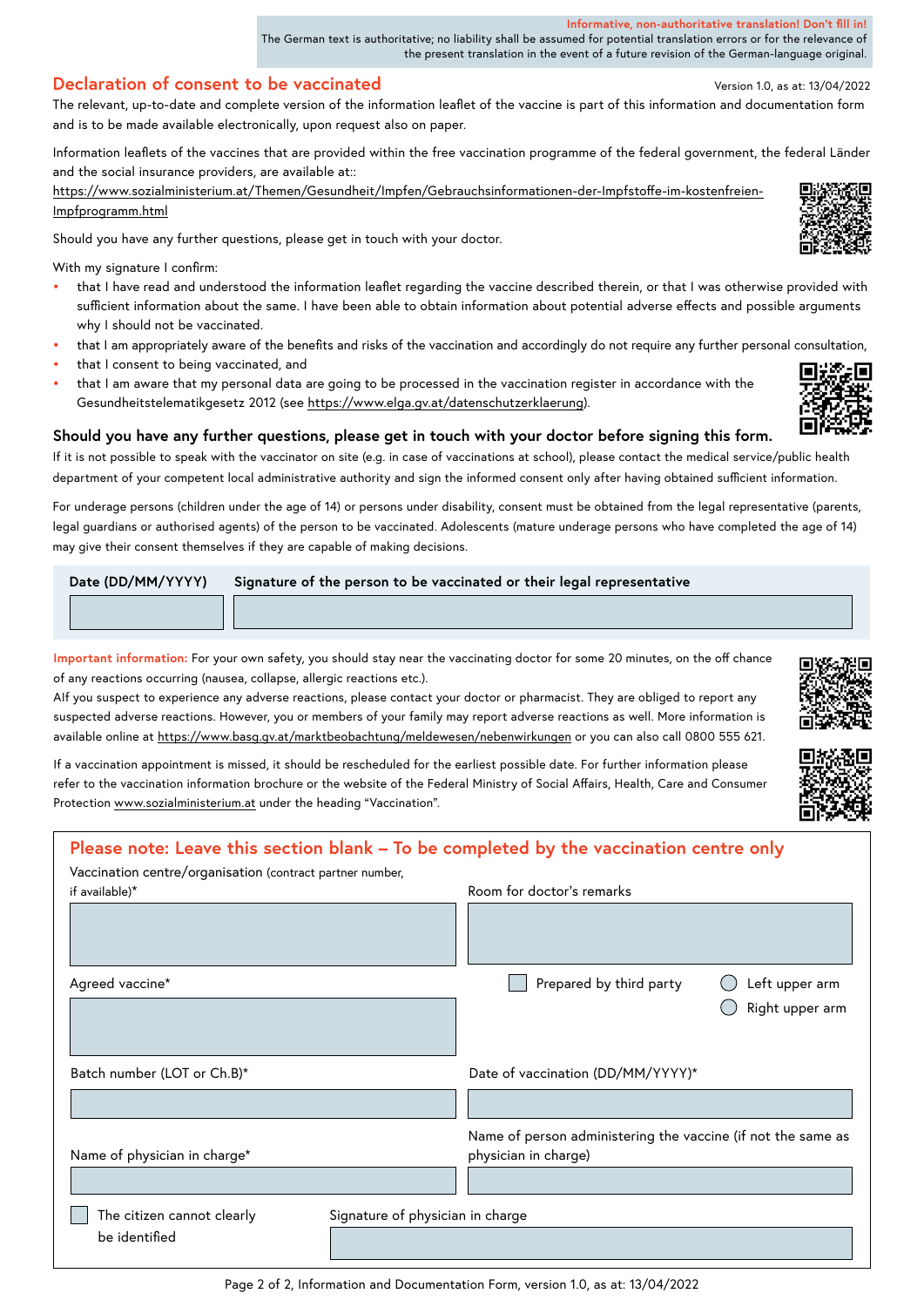**Informative, non-authoritative translation! Don't fill in!**
The German text is authoritative; no liability shall be assumed for potential translation errors or for the relevance of the present translation in the event of a future revision of the German-language original.

## Declaration of consent to be vaccinated

Version 1.0, as at: 13/04/2022

The relevant, up-to-date and complete version of the information leaflet of the vaccine is part of this information and documentation form and is to be made available electronically, upon request also on paper.

Information leaflets of the vaccines that are provided within the free vaccination programme of the federal government, the federal Länder and the social insurance providers, are available at::
https://www.sozialministerium.at/Themen/Gesundheit/Impfen/Gebrauchsinformationen-der-Impfstoffe-im-kostenfreien-Impfprogramm.html

Should you have any further questions, please get in touch with your doctor.

With my signature I confirm:

- that I have read and understood the information leaflet regarding the vaccine described therein, or that I was otherwise provided with sufficient information about the same. I have been able to obtain information about potential adverse effects and possible arguments why I should not be vaccinated.
- that I am appropriately aware of the benefits and risks of the vaccination and accordingly do not require any further personal consultation,
- that I consent to being vaccinated, and
- that I am aware that my personal data are going to be processed in the vaccination register in accordance with the Gesundheitstelematikgesetz 2012 (see https://www.elga.gv.at/datenschutzerklaerung).

### Should you have any further questions, please get in touch with your doctor before signing this form.

If it is not possible to speak with the vaccinator on site (e.g. in case of vaccinations at school), please contact the medical service/public health department of your competent local administrative authority and sign the informed consent only after having obtained sufficient information.

For underage persons (children under the age of 14) or persons under disability, consent must be obtained from the legal representative (parents, legal guardians or authorised agents) of the person to be vaccinated. Adolescents (mature underage persons who have completed the age of 14) may give their consent themselves if they are capable of making decisions.

| Date (DD/MM/YYYY) | Signature of the person to be vaccinated or their legal representative |
|---|---|
| | |

**Important information:** For your own safety, you should stay near the vaccinating doctor for some 20 minutes, on the off chance of any reactions occurring (nausea, collapse, allergic reactions etc.).
AIf you suspect to experience any adverse reactions, please contact your doctor or pharmacist. They are obliged to report any suspected adverse reactions. However, you or members of your family may report adverse reactions as well. More information is available online at https://www.basg.gv.at/marktbeobachtung/meldewesen/nebenwirkungen or you can also call 0800 555 621.

If a vaccination appointment is missed, it should be rescheduled for the earliest possible date. For further information please refer to the vaccination information brochure or the website of the Federal Ministry of Social Affairs, Health, Care and Consumer Protection www.sozialministerium.at under the heading "Vaccination".

## Please note: Leave this section blank – To be completed by the vaccination centre only

Vaccination centre/organisation (contract partner number, if available)*

Room for doctor's remarks

Agreed vaccine*

☐ Prepared by third party

○ Left upper arm

○ Right upper arm

Batch number (LOT or Ch.B)*

Date of vaccination (DD/MM/YYYY)*

Name of physician in charge*

Name of person administering the vaccine (if not the same as physician in charge)

☐ The citizen cannot clearly be identified

Signature of physician in charge